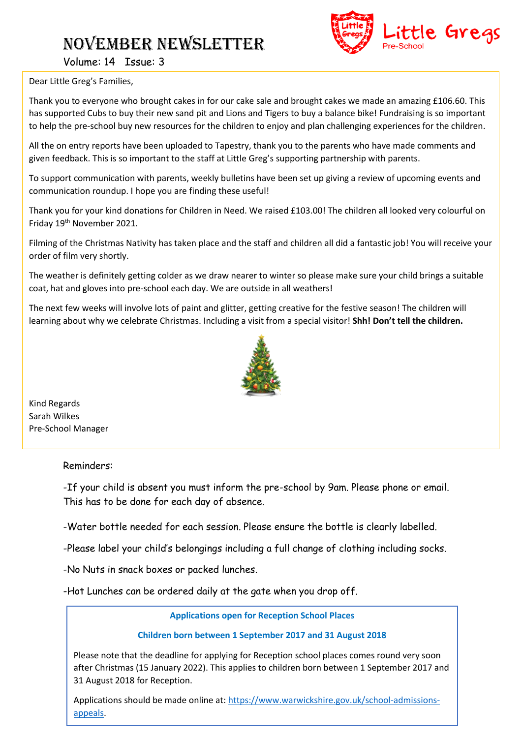# NOVEMBER NEWSLETTER

Volume: 14 Issue: 3

Little Gregs Pre-School

Dear Little Greg's Families,

Thank you to everyone who brought cakes in for our cake sale and brought cakes we made an amazing £106.60. This has supported Cubs to buy their new sand pit and Lions and Tigers to buy a balance bike! Fundraising is so important to help the pre-school buy new resources for the children to enjoy and plan challenging experiences for the children.

All the on entry reports have been uploaded to Tapestry, thank you to the parents who have made comments and given feedback. This is so important to the staff at Little Greg's supporting partnership with parents.

To support communication with parents, weekly bulletins have been set up giving a review of upcoming events and communication roundup. I hope you are finding these useful!

Thank you for your kind donations for Children in Need. We raised £103.00! The children all looked very colourful on Friday 19th November 2021.

Filming of the Christmas Nativity has taken place and the staff and children all did a fantastic job! You will receive your order of film very shortly.

The weather is definitely getting colder as we draw nearer to winter so please make sure your child brings a suitable coat, hat and gloves into pre-school each day. We are outside in all weathers!

The next few weeks will involve lots of paint and glitter, getting creative for the festive season! The children will learning about why we celebrate Christmas. Including a visit from a special visitor! **Shh! Don't tell the children.**

Kind Regards
Sarah Wilkes
Pre-School Manager

Reminders:

- If your child is absent you must inform the pre-school by 9am. Please phone or email. This has to be done for each day of absence.
- Water bottle needed for each session. Please ensure the bottle is clearly labelled.
- Please label your child's belongings including a full change of clothing including socks.
- No Nuts in snack boxes or packed lunches.
- Hot Lunches can be ordered daily at the gate when you drop off.

**Applications open for Reception School Places**

**Children born between 1 September 2017 and 31 August 2018**

Please note that the deadline for applying for Reception school places comes round very soon after Christmas (15 January 2022). This applies to children born between 1 September 2017 and 31 August 2018 for Reception.

Applications should be made online at: [https://www.warwickshire.gov.uk/school-admissions-appeals](https://www.warwickshire.gov.uk/school-admissions-appeals).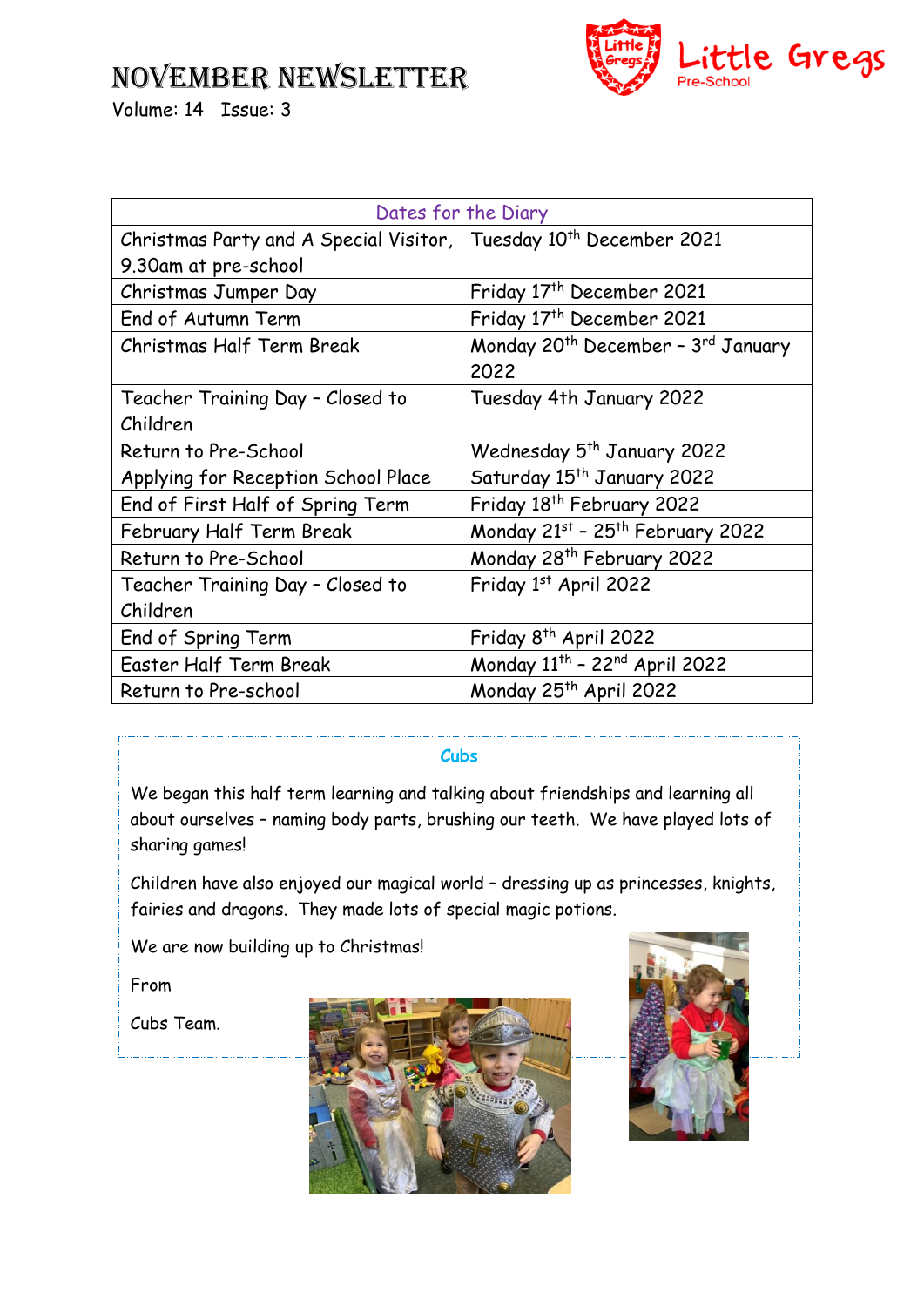# NOVEMBER NEWSLETTER

Volume: 14 Issue: 3

Little Gregs Pre-School

| Dates for the Diary | |
|---|---|
| Christmas Party and A Special Visitor, 9.30am at pre-school | Tuesday 10th December 2021 |
| Christmas Jumper Day | Friday 17th December 2021 |
| End of Autumn Term | Friday 17th December 2021 |
| Christmas Half Term Break | Monday 20th December – 3rd January 2022 |
| Teacher Training Day – Closed to Children | Tuesday 4th January 2022 |
| Return to Pre-School | Wednesday 5th January 2022 |
| Applying for Reception School Place | Saturday 15th January 2022 |
| End of First Half of Spring Term | Friday 18th February 2022 |
| February Half Term Break | Monday 21st – 25th February 2022 |
| Return to Pre-School | Monday 28th February 2022 |
| Teacher Training Day – Closed to Children | Friday 1st April 2022 |
| End of Spring Term | Friday 8th April 2022 |
| Easter Half Term Break | Monday 11th – 22nd April 2022 |
| Return to Pre-school | Monday 25th April 2022 |

## Cubs

We began this half term learning and talking about friendships and learning all about ourselves – naming body parts, brushing our teeth. We have played lots of sharing games!

Children have also enjoyed our magical world – dressing up as princesses, knights, fairies and dragons. They made lots of special magic potions.

We are now building up to Christmas!

From

Cubs Team.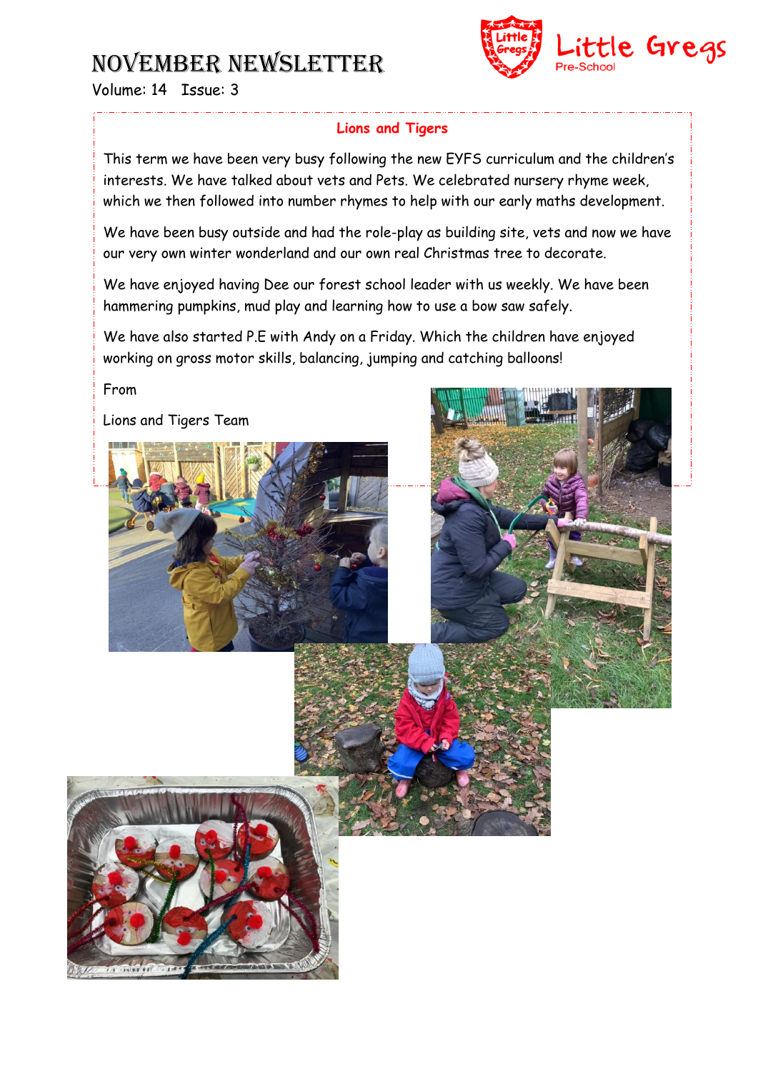# November Newsletter

Volume: 14 Issue: 3

Little Gregs
Pre-School

## Lions and Tigers

This term we have been very busy following the new EYFS curriculum and the children's interests. We have talked about vets and Pets. We celebrated nursery rhyme week, which we then followed into number rhymes to help with our early maths development.

We have been busy outside and had the role-play as building site, vets and now we have our very own winter wonderland and our own real Christmas tree to decorate.

We have enjoyed having Dee our forest school leader with us weekly. We have been hammering pumpkins, mud play and learning how to use a bow saw safely.

We have also started P.E with Andy on a Friday. Which the children have enjoyed working on gross motor skills, balancing, jumping and catching balloons!

From

Lions and Tigers Team